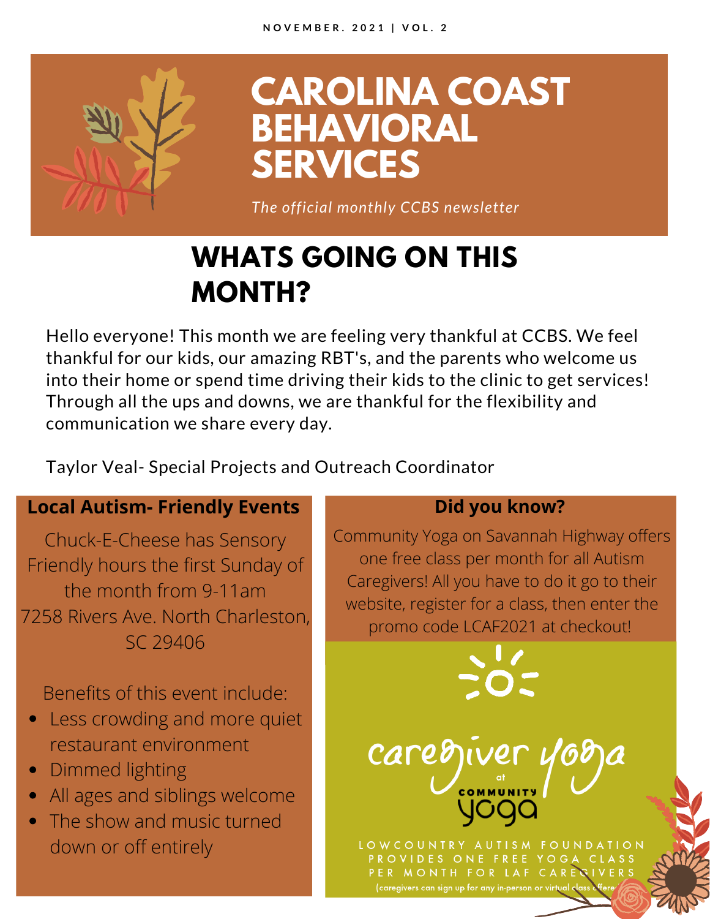NOVEMBER. 2021 | VOL. 2

# CAROLINA COAST BEHAVIORAL SERVICES

*The official monthly CCBS newsletter*

## WHATS GOING ON THIS MONTH?

Hello everyone! This month we are feeling very thankful at CCBS. We feel thankful for our kids, our amazing RBT's, and the parents who welcome us into their home or spend time driving their kids to the clinic to get services! Through all the ups and downs, we are thankful for the flexibility and communication we share every day.

Taylor Veal- Special Projects and Outreach Coordinator

### Local Autism- Friendly Events

Chuck-E-Cheese has Sensory Friendly hours the first Sunday of the month from 9-11am
7258 Rivers Ave. North Charleston, SC 29406

Benefits of this event include:

- Less crowding and more quiet restaurant environment
- Dimmed lighting
- All ages and siblings welcome
- The show and music turned down or off entirely

### Did you know?

Community Yoga on Savannah Highway offers one free class per month for all Autism Caregivers! All you have to do it go to their website, register for a class, then enter the promo code LCAF2021 at checkout!

caregiver yoga at COMMUNITY yoga

LOWCOUNTRY AUTISM FOUNDATION PROVIDES ONE FREE YOGA CLASS PER MONTH FOR LAF CAREGIVERS

(caregivers can sign up for any in-person or virtual class offered)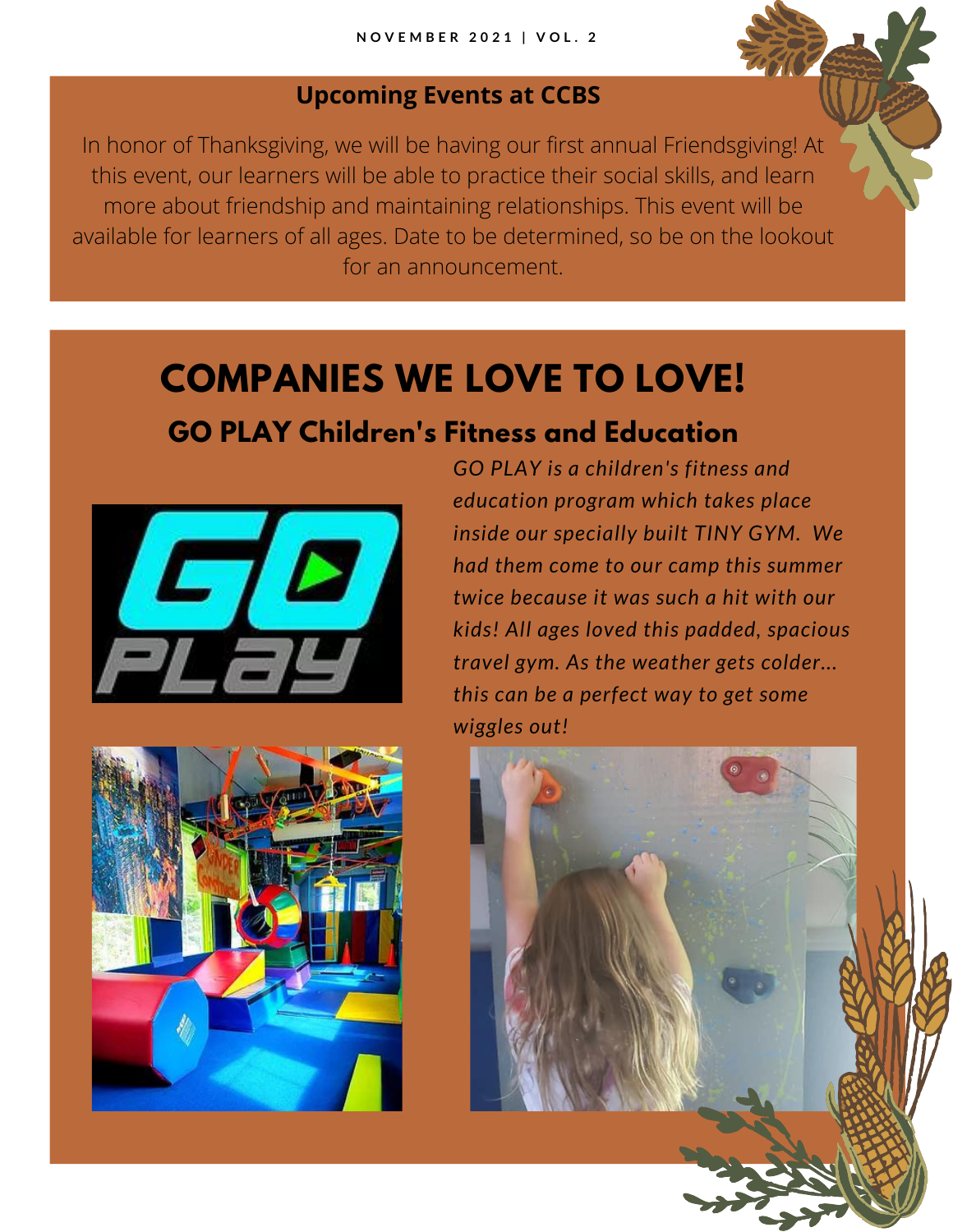## Upcoming Events at CCBS

In honor of Thanksgiving, we will be having our first annual Friendsgiving! At this event, our learners will be able to practice their social skills, and learn more about friendship and maintaining relationships. This event will be available for learners of all ages. Date to be determined, so be on the lookout for an announcement.

# COMPANIES WE LOVE TO LOVE!

## GO PLAY Children's Fitness and Education

*GO PLAY is a children's fitness and education program which takes place inside our specially built TINY GYM. We had them come to our camp this summer twice because it was such a hit with our kids! All ages loved this padded, spacious travel gym. As the weather gets colder... this can be a perfect way to get some wiggles out!*